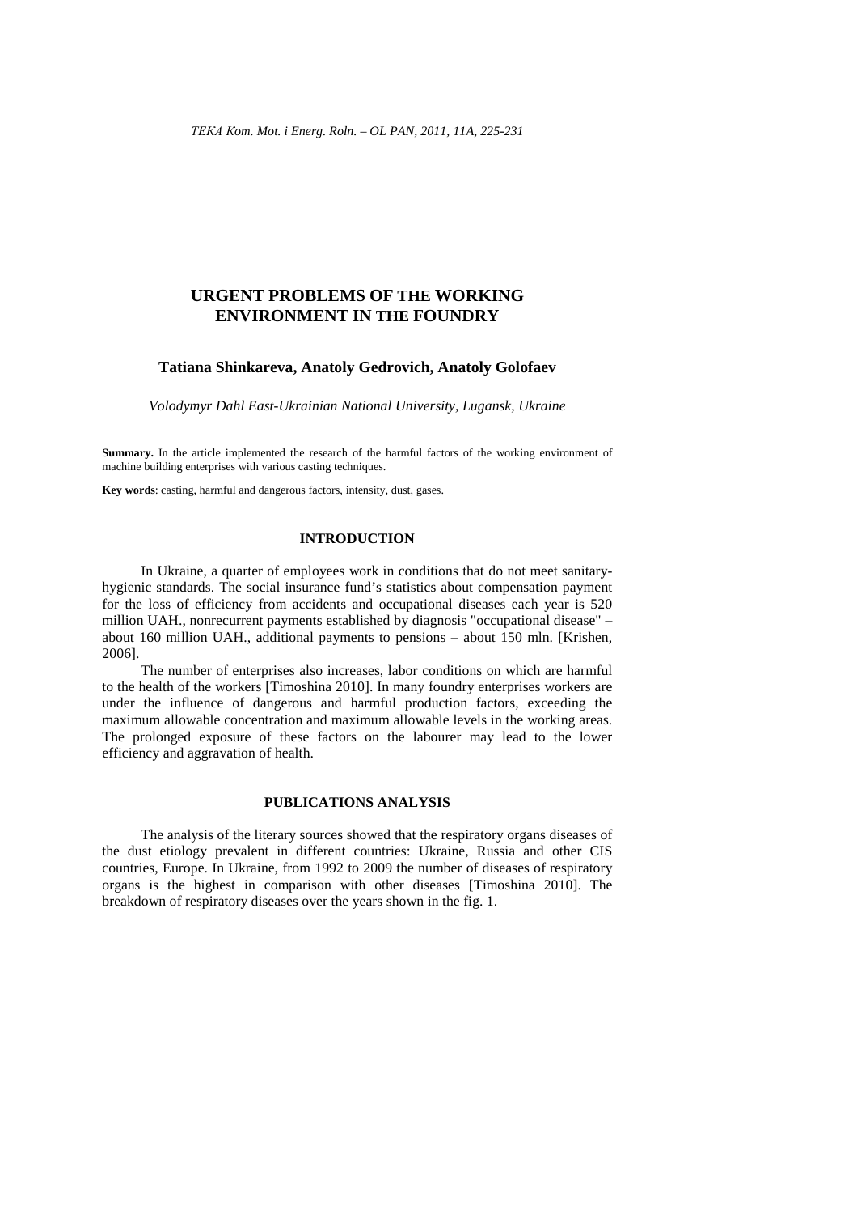# URGENT PROBLEMS OF THE WORKING ENVIRONMENT IN THE FOUNDRY

**Tatiana Shinkareva, Anatoly Gedrovich, Anatoly Golofaev**

*Volodymyr Dahl East-Ukrainian National University, Lugansk, Ukraine*

**Summary.** In the article implemented the research of the harmful factors of the working environment of machine building enterprises with various casting techniques.

**Key words**: casting, harmful and dangerous factors, intensity, dust, gases.

## INTRODUCTION

In Ukraine, a quarter of employees work in conditions that do not meet sanitary-hygienic standards. The social insurance fund's statistics about compensation payment for the loss of efficiency from accidents and occupational diseases each year is 520 million UAH., nonrecurrent payments established by diagnosis "occupational disease" – about 160 million UAH., additional payments to pensions – about 150 mln. [Krishen, 2006].

The number of enterprises also increases, labor conditions on which are harmful to the health of the workers [Timoshina 2010]. In many foundry enterprises workers are under the influence of dangerous and harmful production factors, exceeding the maximum allowable concentration and maximum allowable levels in the working areas. The prolonged exposure of these factors on the labourer may lead to the lower efficiency and aggravation of health.

## PUBLICATIONS ANALYSIS

The analysis of the literary sources showed that the respiratory organs diseases of the dust etiology prevalent in different countries: Ukraine, Russia and other CIS countries, Europe. In Ukraine, from 1992 to 2009 the number of diseases of respiratory organs is the highest in comparison with other diseases [Timoshina 2010]. The breakdown of respiratory diseases over the years shown in the fig. 1.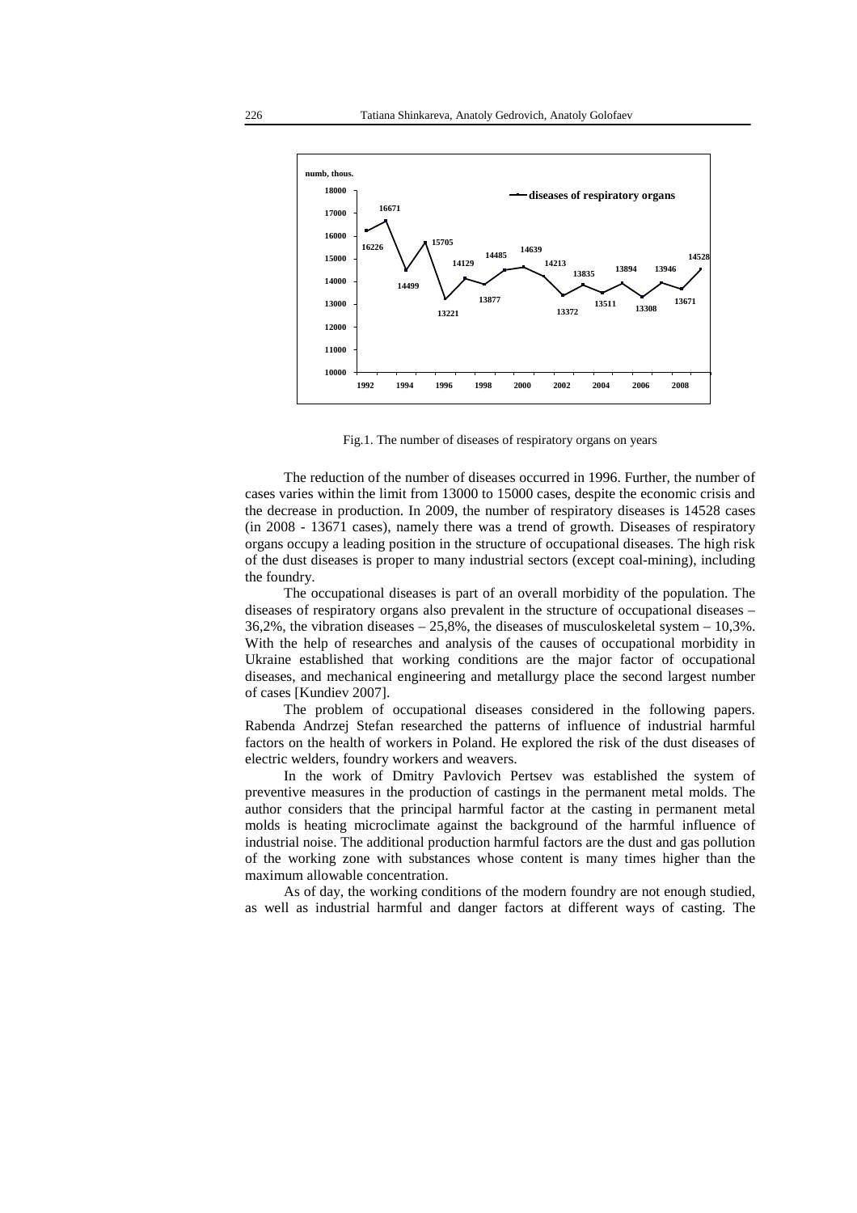Fig.1. The number of diseases of respiratory organs on years

The reduction of the number of diseases occurred in 1996. Further, the number of cases varies within the limit from 13000 to 15000 cases, despite the economic crisis and the decrease in production. In 2009, the number of respiratory diseases is 14528 cases (in 2008 - 13671 cases), namely there was a trend of growth. Diseases of respiratory organs occupy a leading position in the structure of occupational diseases. The high risk of the dust diseases is proper to many industrial sectors (except coal-mining), including the foundry.

The occupational diseases is part of an overall morbidity of the population. The diseases of respiratory organs also prevalent in the structure of occupational diseases – 36,2%, the vibration diseases – 25,8%, the diseases of musculoskeletal system – 10,3%. With the help of researches and analysis of the causes of occupational morbidity in Ukraine established that working conditions are the major factor of occupational diseases, and mechanical engineering and metallurgy place the second largest number of cases [Kundiev 2007].

The problem of occupational diseases considered in the following papers. Rabenda Andrzej Stefan researched the patterns of influence of industrial harmful factors on the health of workers in Poland. He explored the risk of the dust diseases of electric welders, foundry workers and weavers.

In the work of Dmitry Pavlovich Pertsev was established the system of preventive measures in the production of castings in the permanent metal molds. The author considers that the principal harmful factor at the casting in permanent metal molds is heating microclimate against the background of the harmful influence of industrial noise. The additional production harmful factors are the dust and gas pollution of the working zone with substances whose content is many times higher than the maximum allowable concentration.

As of day, the working conditions of the modern foundry are not enough studied, as well as industrial harmful and danger factors at different ways of casting. The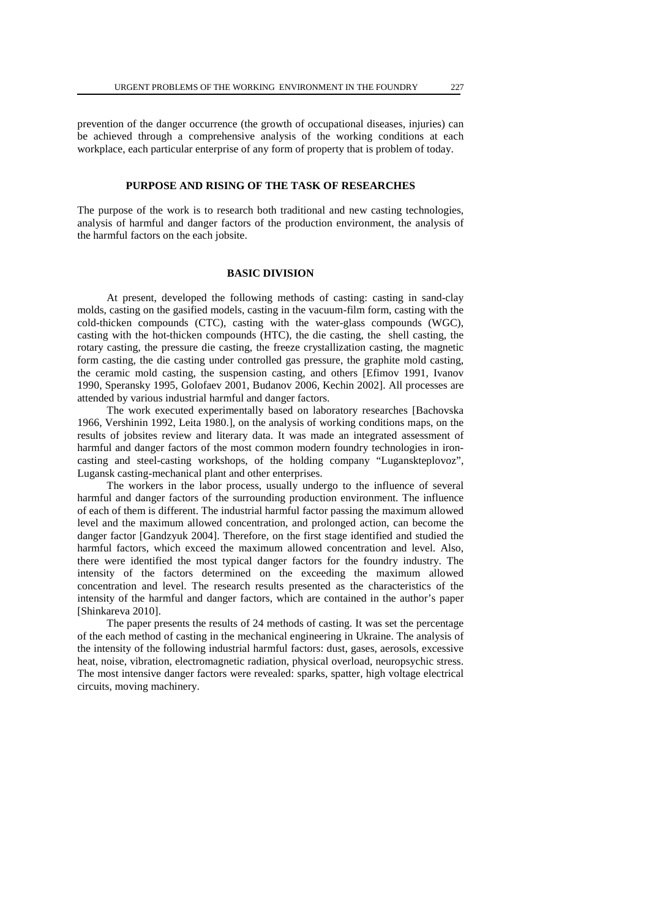prevention of the danger occurrence (the growth of occupational diseases, injuries) can be achieved through a comprehensive analysis of the working conditions at each workplace, each particular enterprise of any form of property that is problem of today.

## PURPOSE AND RISING OF THE TASK OF RESEARCHES

The purpose of the work is to research both traditional and new casting technologies, analysis of harmful and danger factors of the production environment, the analysis of the harmful factors on the each jobsite.

## BASIC DIVISION

At present, developed the following methods of casting: casting in sand-clay molds, casting on the gasified models, casting in the vacuum-film form, casting with the cold-thicken compounds (CTC), casting with the water-glass compounds (WGC), casting with the hot-thicken compounds (HTC), the die casting, the shell casting, the rotary casting, the pressure die casting, the freeze crystallization casting, the magnetic form casting, the die casting under controlled gas pressure, the graphite mold casting, the ceramic mold casting, the suspension casting, and others [Efimov 1991, Ivanov 1990, Speransky 1995, Golofaev 2001, Budanov 2006, Kechin 2002]. All processes are attended by various industrial harmful and danger factors.

The work executed experimentally based on laboratory researches [Bachovska 1966, Vershinin 1992, Leita 1980.], on the analysis of working conditions maps, on the results of jobsites review and literary data. It was made an integrated assessment of harmful and danger factors of the most common modern foundry technologies in iron-casting and steel-casting workshops, of the holding company "Luganskteplovoz", Lugansk casting-mechanical plant and other enterprises.

The workers in the labor process, usually undergo to the influence of several harmful and danger factors of the surrounding production environment. The influence of each of them is different. The industrial harmful factor passing the maximum allowed level and the maximum allowed concentration, and prolonged action, can become the danger factor [Gandzyuk 2004]. Therefore, on the first stage identified and studied the harmful factors, which exceed the maximum allowed concentration and level. Also, there were identified the most typical danger factors for the foundry industry. The intensity of the factors determined on the exceeding the maximum allowed concentration and level. The research results presented as the characteristics of the intensity of the harmful and danger factors, which are contained in the author's paper [Shinkareva 2010].

The paper presents the results of 24 methods of casting. It was set the percentage of the each method of casting in the mechanical engineering in Ukraine. The analysis of the intensity of the following industrial harmful factors: dust, gases, aerosols, excessive heat, noise, vibration, electromagnetic radiation, physical overload, neuropsychic stress. The most intensive danger factors were revealed: sparks, spatter, high voltage electrical circuits, moving machinery.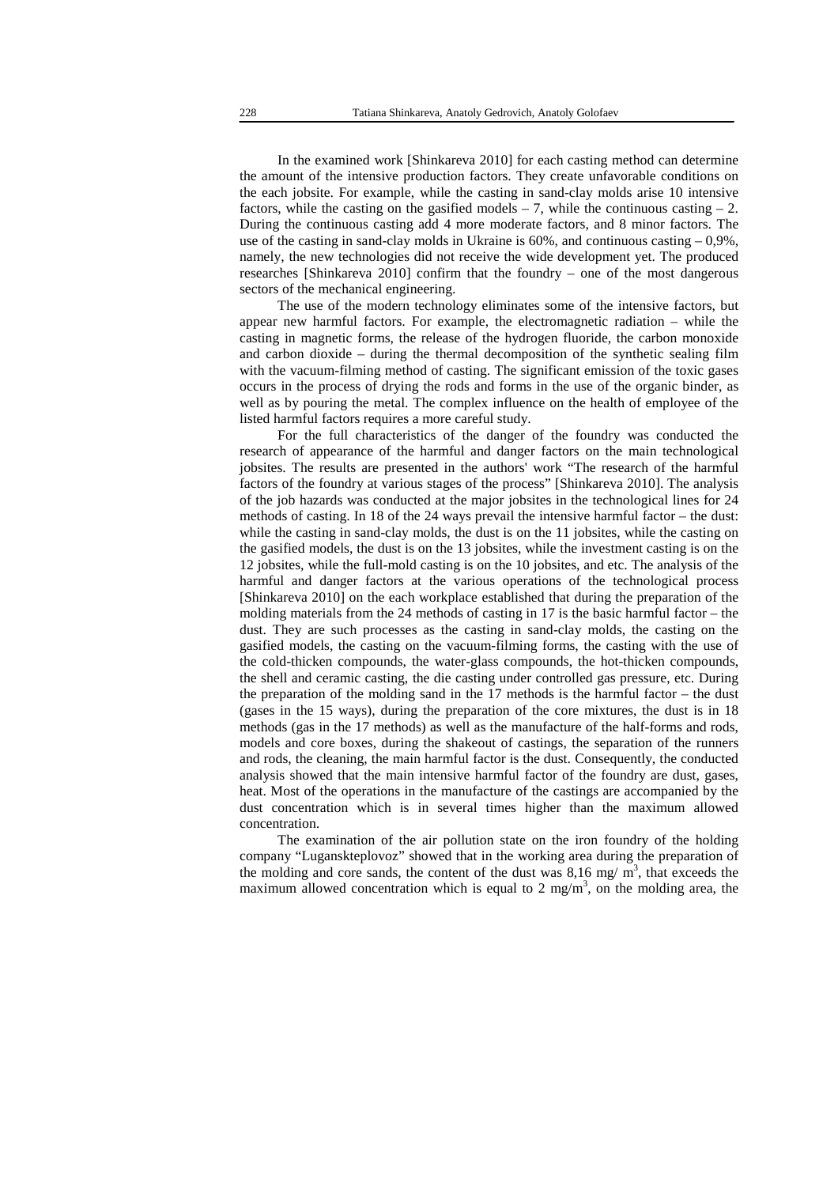In the examined work [Shinkareva 2010] for each casting method can determine the amount of the intensive production factors. They create unfavorable conditions on the each jobsite. For example, while the casting in sand-clay molds arise 10 intensive factors, while the casting on the gasified models – 7, while the continuous casting – 2. During the continuous casting add 4 more moderate factors, and 8 minor factors. The use of the casting in sand-clay molds in Ukraine is 60%, and continuous casting – 0,9%, namely, the new technologies did not receive the wide development yet. The produced researches [Shinkareva 2010] confirm that the foundry – one of the most dangerous sectors of the mechanical engineering.

The use of the modern technology eliminates some of the intensive factors, but appear new harmful factors. For example, the electromagnetic radiation – while the casting in magnetic forms, the release of the hydrogen fluoride, the carbon monoxide and carbon dioxide – during the thermal decomposition of the synthetic sealing film with the vacuum-filming method of casting. The significant emission of the toxic gases occurs in the process of drying the rods and forms in the use of the organic binder, as well as by pouring the metal. The complex influence on the health of employee of the listed harmful factors requires a more careful study.

For the full characteristics of the danger of the foundry was conducted the research of appearance of the harmful and danger factors on the main technological jobsites. The results are presented in the authors' work "The research of the harmful factors of the foundry at various stages of the process" [Shinkareva 2010]. The analysis of the job hazards was conducted at the major jobsites in the technological lines for 24 methods of casting. In 18 of the 24 ways prevail the intensive harmful factor – the dust: while the casting in sand-clay molds, the dust is on the 11 jobsites, while the casting on the gasified models, the dust is on the 13 jobsites, while the investment casting is on the 12 jobsites, while the full-mold casting is on the 10 jobsites, and etc. The analysis of the harmful and danger factors at the various operations of the technological process [Shinkareva 2010] on the each workplace established that during the preparation of the molding materials from the 24 methods of casting in 17 is the basic harmful factor – the dust. They are such processes as the casting in sand-clay molds, the casting on the gasified models, the casting on the vacuum-filming forms, the casting with the use of the cold-thicken compounds, the water-glass compounds, the hot-thicken compounds, the shell and ceramic casting, the die casting under controlled gas pressure, etc. During the preparation of the molding sand in the 17 methods is the harmful factor – the dust (gases in the 15 ways), during the preparation of the core mixtures, the dust is in 18 methods (gas in the 17 methods) as well as the manufacture of the half-forms and rods, models and core boxes, during the shakeout of castings, the separation of the runners and rods, the cleaning, the main harmful factor is the dust. Consequently, the conducted analysis showed that the main intensive harmful factor of the foundry are dust, gases, heat. Most of the operations in the manufacture of the castings are accompanied by the dust concentration which is in several times higher than the maximum allowed concentration.

The examination of the air pollution state on the iron foundry of the holding company "Luganskteplovoz" showed that in the working area during the preparation of the molding and core sands, the content of the dust was 8,16 mg/ $m^3$, that exceeds the maximum allowed concentration which is equal to 2 mg/$m^3$, on the molding area, the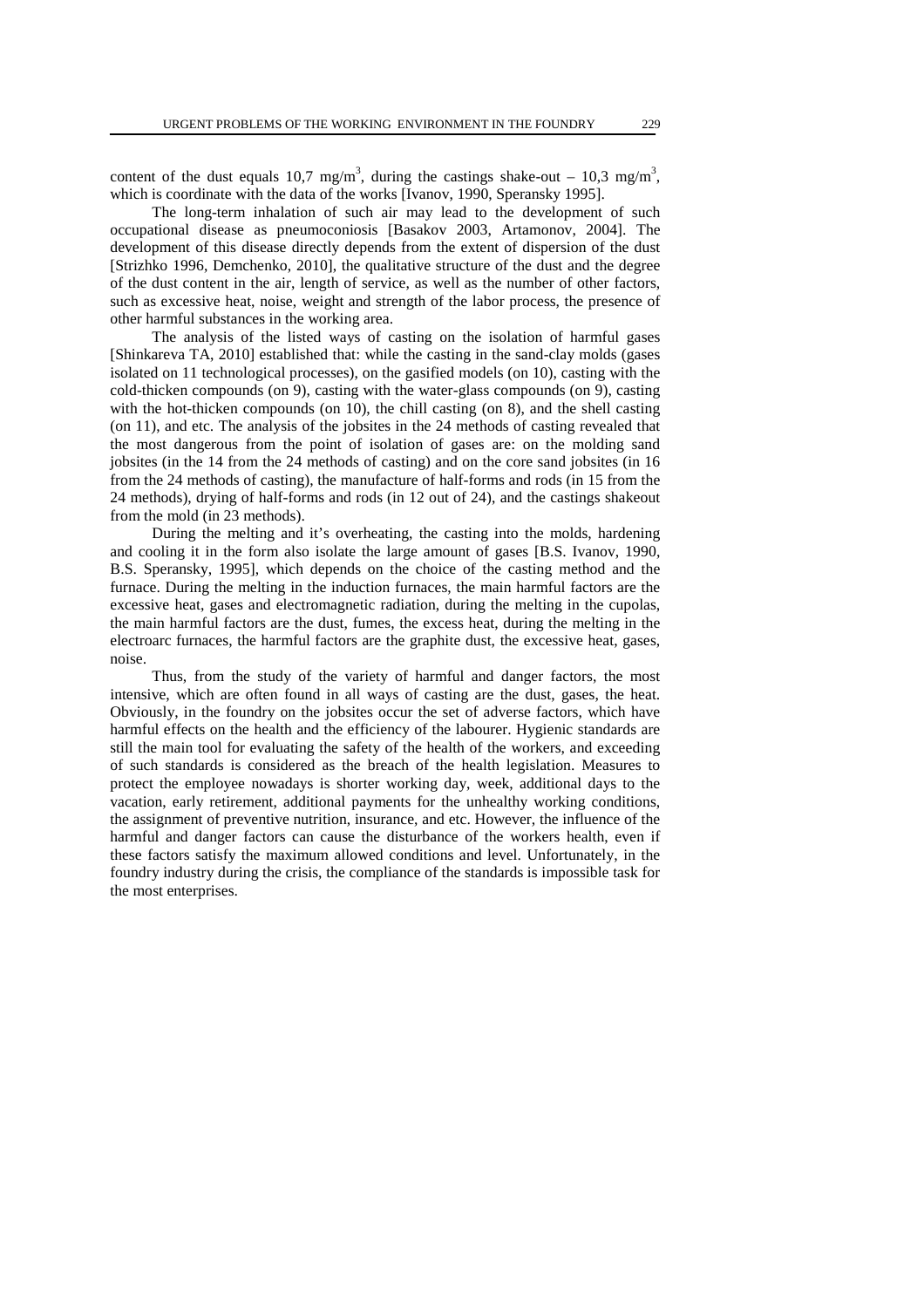content of the dust equals 10,7 mg/m$^3$, during the castings shake-out – 10,3 mg/m$^3$, which is coordinate with the data of the works [Ivanov, 1990, Speransky 1995].

The long-term inhalation of such air may lead to the development of such occupational disease as pneumoconiosis [Basakov 2003, Artamonov, 2004]. The development of this disease directly depends from the extent of dispersion of the dust [Strizhko 1996, Demchenko, 2010], the qualitative structure of the dust and the degree of the dust content in the air, length of service, as well as the number of other factors, such as excessive heat, noise, weight and strength of the labor process, the presence of other harmful substances in the working area.

The analysis of the listed ways of casting on the isolation of harmful gases [Shinkareva TA, 2010] established that: while the casting in the sand-clay molds (gases isolated on 11 technological processes), on the gasified models (on 10), casting with the cold-thicken compounds (on 9), casting with the water-glass compounds (on 9), casting with the hot-thicken compounds (on 10), the chill casting (on 8), and the shell casting (on 11), and etc. The analysis of the jobsites in the 24 methods of casting revealed that the most dangerous from the point of isolation of gases are: on the molding sand jobsites (in the 14 from the 24 methods of casting) and on the core sand jobsites (in 16 from the 24 methods of casting), the manufacture of half-forms and rods (in 15 from the 24 methods), drying of half-forms and rods (in 12 out of 24), and the castings shakeout from the mold (in 23 methods).

During the melting and it's overheating, the casting into the molds, hardening and cooling it in the form also isolate the large amount of gases [B.S. Ivanov, 1990, B.S. Speransky, 1995], which depends on the choice of the casting method and the furnace. During the melting in the induction furnaces, the main harmful factors are the excessive heat, gases and electromagnetic radiation, during the melting in the cupolas, the main harmful factors are the dust, fumes, the excess heat, during the melting in the electroarc furnaces, the harmful factors are the graphite dust, the excessive heat, gases, noise.

Thus, from the study of the variety of harmful and danger factors, the most intensive, which are often found in all ways of casting are the dust, gases, the heat. Obviously, in the foundry on the jobsites occur the set of adverse factors, which have harmful effects on the health and the efficiency of the labourer. Hygienic standards are still the main tool for evaluating the safety of the health of the workers, and exceeding of such standards is considered as the breach of the health legislation. Measures to protect the employee nowadays is shorter working day, week, additional days to the vacation, early retirement, additional payments for the unhealthy working conditions, the assignment of preventive nutrition, insurance, and etc. However, the influence of the harmful and danger factors can cause the disturbance of the workers health, even if these factors satisfy the maximum allowed conditions and level. Unfortunately, in the foundry industry during the crisis, the compliance of the standards is impossible task for the most enterprises.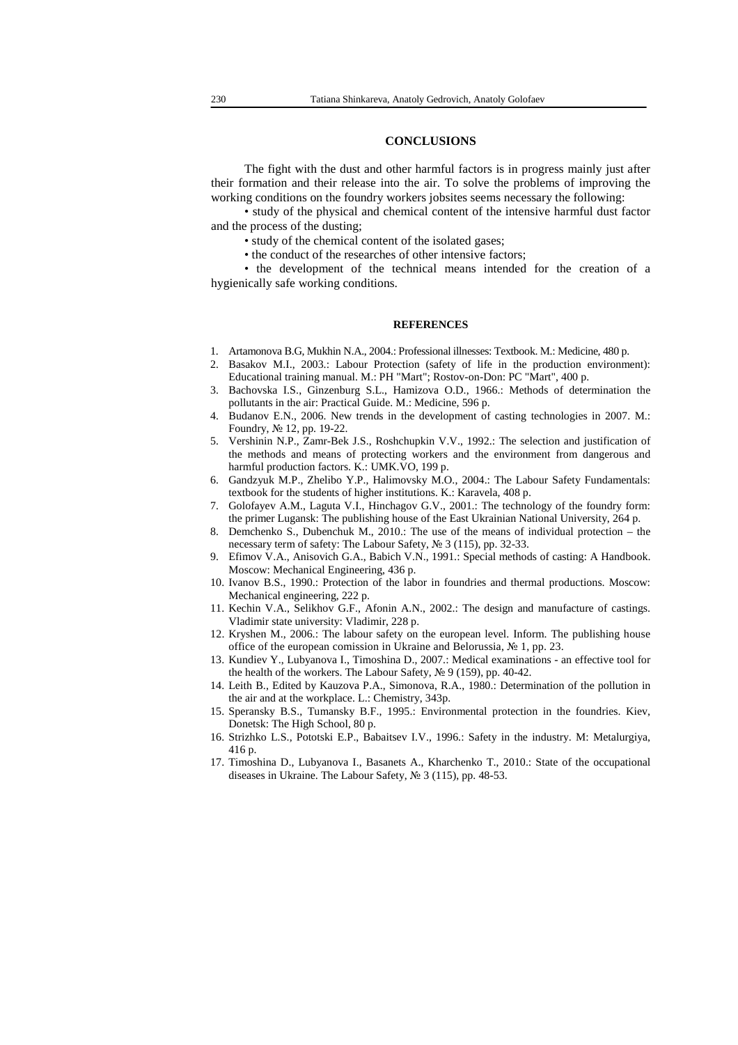## CONCLUSIONS

The fight with the dust and other harmful factors is in progress mainly just after their formation and their release into the air. To solve the problems of improving the working conditions on the foundry workers jobsites seems necessary the following:

• study of the physical and chemical content of the intensive harmful dust factor and the process of the dusting;

• study of the chemical content of the isolated gases;

• the conduct of the researches of other intensive factors;

• the development of the technical means intended for the creation of a hygienically safe working conditions.

## REFERENCES

1. Artamonova B.G, Mukhin N.A., 2004.: Professional illnesses: Textbook. M.: Medicine, 480 p.
2. Basakov M.I., 2003.: Labour Protection (safety of life in the production environment): Educational training manual. M.: PH "Mart"; Rostov-on-Don: PC "Mart", 400 p.
3. Bachovska I.S., Ginzenburg S.L., Hamizova O.D., 1966.: Methods of determination the pollutants in the air: Practical Guide. M.: Medicine, 596 p.
4. Budanov E.N., 2006. New trends in the development of casting technologies in 2007. M.: Foundry, № 12, pp. 19-22.
5. Vershinin N.P., Zamr-Bek J.S., Roshchupkin V.V., 1992.: The selection and justification of the methods and means of protecting workers and the environment from dangerous and harmful production factors. K.: UMK.VO, 199 p.
6. Gandzyuk M.P., Zhelibo Y.P., Halimovsky M.O., 2004.: The Labour Safety Fundamentals: textbook for the students of higher institutions. K.: Karavela, 408 p.
7. Golofayev A.M., Laguta V.I., Hinchagov G.V., 2001.: The technology of the foundry form: the primer Lugansk: The publishing house of the East Ukrainian National University, 264 p.
8. Demchenko S., Dubenchuk M., 2010.: The use of the means of individual protection – the necessary term of safety: The Labour Safety, № 3 (115), pp. 32-33.
9. Efimov V.A., Anisovich G.A., Babich V.N., 1991.: Special methods of casting: A Handbook. Moscow: Mechanical Engineering, 436 p.
10. Ivanov B.S., 1990.: Protection of the labor in foundries and thermal productions. Moscow: Mechanical engineering, 222 p.
11. Kechin V.A., Selikhov G.F., Afonin A.N., 2002.: The design and manufacture of castings. Vladimir state university: Vladimir, 228 p.
12. Kryshen M., 2006.: The labour safety on the european level. Inform. The publishing house office of the european comission in Ukraine and Belorussia, № 1, pp. 23.
13. Kundiev Y., Lubyanova I., Timoshina D., 2007.: Medical examinations - an effective tool for the health of the workers. The Labour Safety, № 9 (159), pp. 40-42.
14. Leith B., Edited by Kauzova P.A., Simonova, R.A., 1980.: Determination of the pollution in the air and at the workplace. L.: Chemistry, 343p.
15. Speransky B.S., Tumansky B.F., 1995.: Environmental protection in the foundries. Kiev, Donetsk: The High School, 80 p.
16. Strizhko L.S., Pototski E.P., Babaitsev I.V., 1996.: Safety in the industry. M: Metalurgiya, 416 p.
17. Timoshina D., Lubyanova I., Basanets A., Kharchenko T., 2010.: State of the occupational diseases in Ukraine. The Labour Safety, № 3 (115), pp. 48-53.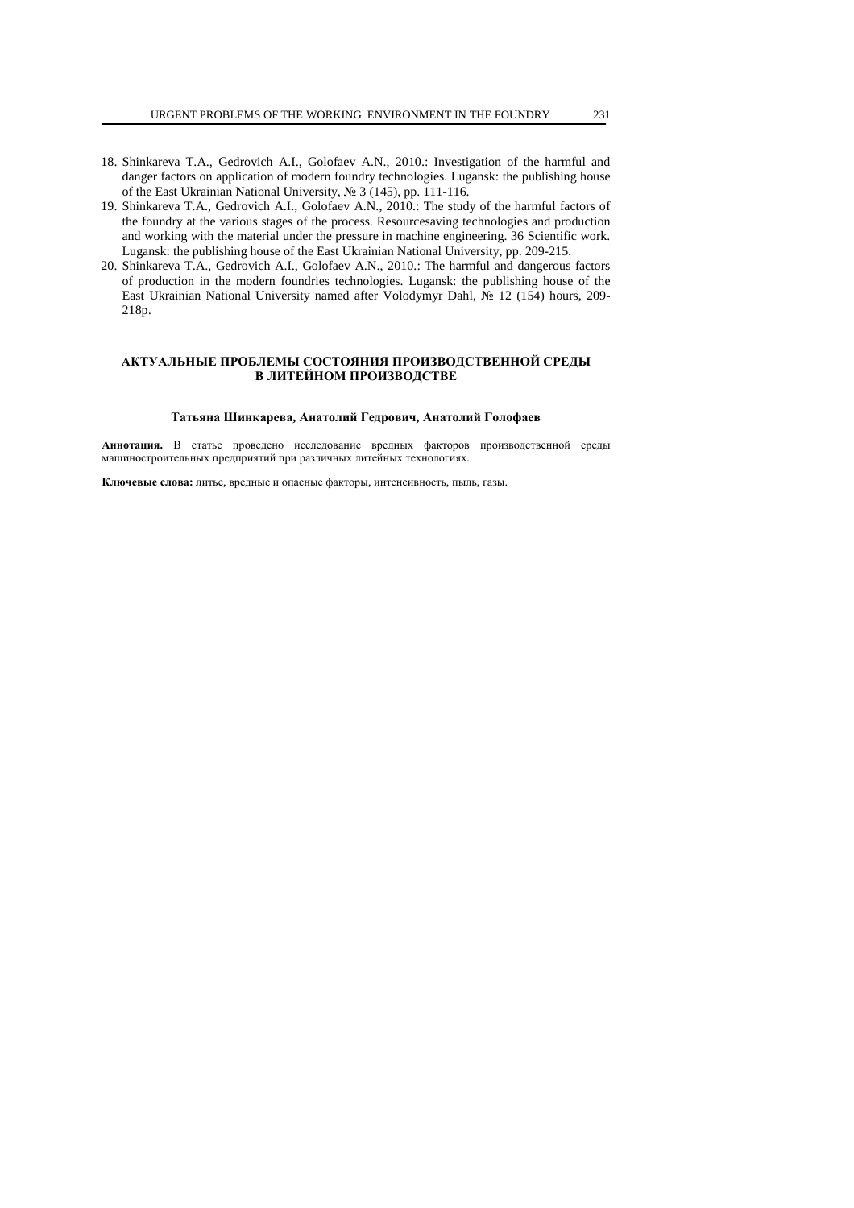18. Shinkareva T.A., Gedrovich A.I., Golofaev A.N., 2010.: Investigation of the harmful and danger factors on application of modern foundry technologies. Lugansk: the publishing house of the East Ukrainian National University, № 3 (145), pp. 111-116.
19. Shinkareva T.A., Gedrovich A.I., Golofaev A.N., 2010.: The study of the harmful factors of the foundry at the various stages of the process. Resourcesaving technologies and production and working with the material under the pressure in machine engineering. 36 Scientific work. Lugansk: the publishing house of the East Ukrainian National University, pp. 209-215.
20. Shinkareva T.A., Gedrovich A.I., Golofaev A.N., 2010.: The harmful and dangerous factors of production in the modern foundries technologies. Lugansk: the publishing house of the East Ukrainian National University named after Volodymyr Dahl, № 12 (154) hours, 209-218p.

## АКТУАЛЬНЫЕ ПРОБЛЕМЫ СОСТОЯНИЯ ПРОИЗВОДСТВЕННОЙ СРЕДЫ В ЛИТЕЙНОМ ПРОИЗВОДСТВЕ

**Татьяна Шинкарева, Анатолий Гедрович, Анатолий Голофаев**

**Аннотация.** В статье проведено исследование вредных факторов производственной среды машиностроительных предприятий при различных литейных технологиях.

**Ключевые слова:** литье, вредные и опасные факторы, интенсивность, пыль, газы.